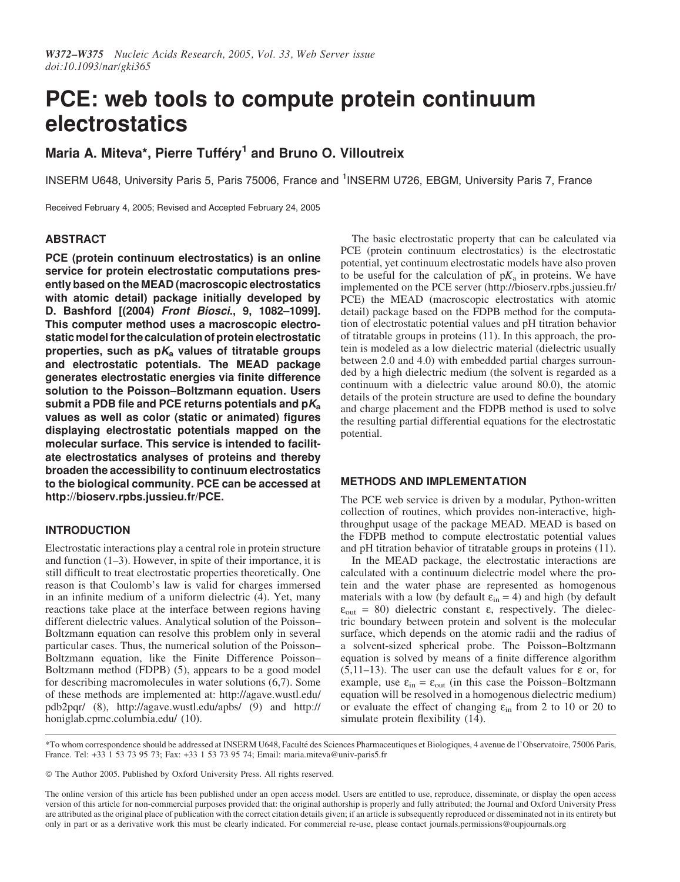# PCE: web tools to compute protein continuum electrostatics

**Maria A. Miteva\*, Pierre Tufféry[1] and Bruno O. Villoutreix**

INSERM U648, University Paris 5, Paris 75006, France and [1]INSERM U726, EBGM, University Paris 7, France

Received February 4, 2005; Revised and Accepted February 24, 2005

## ABSTRACT

**PCE (protein continuum electrostatics) is an online service for protein electrostatic computations presently based on the MEAD (macroscopic electrostatics with atomic detail) package initially developed by D. Bashford [(2004) *Front Biosci.*, 9, 1082–1099]. This computer method uses a macroscopic electrostatic model for the calculation of protein electrostatic properties, such as p$K_a$ values of titratable groups and electrostatic potentials. The MEAD package generates electrostatic energies via finite difference solution to the Poisson–Boltzmann equation. Users submit a PDB file and PCE returns potentials and p$K_a$ values as well as color (static or animated) figures displaying electrostatic potentials mapped on the molecular surface. This service is intended to facilitate electrostatics analyses of proteins and thereby broaden the accessibility to continuum electrostatics to the biological community. PCE can be accessed at http://bioserv.rpbs.jussieu.fr/PCE.**

## INTRODUCTION

Electrostatic interactions play a central role in protein structure and function (1–3). However, in spite of their importance, it is still difficult to treat electrostatic properties theoretically. One reason is that Coulomb's law is valid for charges immersed in an infinite medium of a uniform dielectric (4). Yet, many reactions take place at the interface between regions having different dielectric values. Analytical solution of the Poisson–Boltzmann equation can resolve this problem only in several particular cases. Thus, the numerical solution of the Poisson–Boltzmann equation, like the Finite Difference Poisson–Boltzmann method (FDPB) (5), appears to be a good model for describing macromolecules in water solutions (6,7). Some of these methods are implemented at: http://agave.wustl.edu/pdb2pqr/ (8), http://agave.wustl.edu/apbs/ (9) and http://honiglab.cpmc.columbia.edu/ (10).

The basic electrostatic property that can be calculated via PCE (protein continuum electrostatics) is the electrostatic potential, yet continuum electrostatic models have also proven to be useful for the calculation of p$K_a$ in proteins. We have implemented on the PCE server (http://bioserv.rpbs.jussieu.fr/PCE) the MEAD (macroscopic electrostatics with atomic detail) package based on the FDPB method for the computation of electrostatic potential values and pH titration behavior of titratable groups in proteins (11). In this approach, the protein is modeled as a low dielectric material (dielectric usually between 2.0 and 4.0) with embedded partial charges surrounded by a high dielectric medium (the solvent is regarded as a continuum with a dielectric value around 80.0), the atomic details of the protein structure are used to define the boundary and charge placement and the FDPB method is used to solve the resulting partial differential equations for the electrostatic potential.

## METHODS AND IMPLEMENTATION

The PCE web service is driven by a modular, Python-written collection of routines, which provides non-interactive, high-throughput usage of the package MEAD. MEAD is based on the FDPB method to compute electrostatic potential values and pH titration behavior of titratable groups in proteins (11).

In the MEAD package, the electrostatic interactions are calculated with a continuum dielectric model where the protein and the water phase are represented as homogenous materials with a low (by default $\varepsilon_{in} = 4$) and high (by default $\varepsilon_{out} = 80$) dielectric constant $\varepsilon$, respectively. The dielectric boundary between protein and solvent is the molecular surface, which depends on the atomic radii and the radius of a solvent-sized spherical probe. The Poisson–Boltzmann equation is solved by means of a finite difference algorithm (5,11–13). The user can use the default values for $\varepsilon$ or, for example, use $\varepsilon_{in} = \varepsilon_{out}$ (in this case the Poisson–Boltzmann equation will be resolved in a homogenous dielectric medium) or evaluate the effect of changing $\varepsilon_{in}$ from 2 to 10 or 20 to simulate protein flexibility (14).

\*To whom correspondence should be addressed at INSERM U648, Faculté des Sciences Pharmaceutiques et Biologiques, 4 avenue de l'Observatoire, 75006 Paris, France. Tel: +33 1 53 73 95 73; Fax: +33 1 53 73 95 74; Email: maria.miteva@univ-paris5.fr

© The Author 2005. Published by Oxford University Press. All rights reserved.

The online version of this article has been published under an open access model. Users are entitled to use, reproduce, disseminate, or display the open access version of this article for non-commercial purposes provided that: the original authorship is properly and fully attributed; the Journal and Oxford University Press are attributed as the original place of publication with the correct citation details given; if an article is subsequently reproduced or disseminated not in its entirety but only in part or as a derivative work this must be clearly indicated. For commercial re-use, please contact journals.permissions@oupjournals.org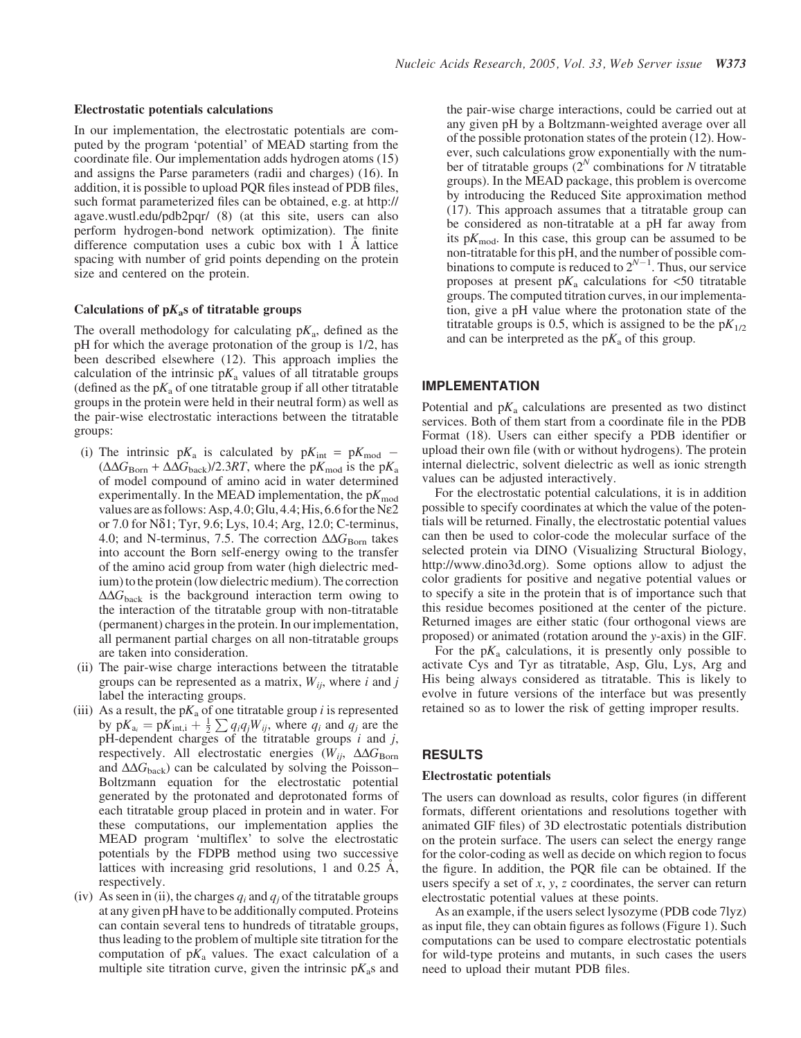### Electrostatic potentials calculations

In our implementation, the electrostatic potentials are computed by the program 'potential' of MEAD starting from the coordinate file. Our implementation adds hydrogen atoms (15) and assigns the Parse parameters (radii and charges) (16). In addition, it is possible to upload PQR files instead of PDB files, such format parameterized files can be obtained, e.g. at http://agave.wustl.edu/pdb2pqr/ (8) (at this site, users can also perform hydrogen-bond network optimization). The finite difference computation uses a cubic box with 1 Å lattice spacing with number of grid points depending on the protein size and centered on the protein.

### Calculations of p$K_a$s of titratable groups

The overall methodology for calculating p$K_a$, defined as the pH for which the average protonation of the group is 1/2, has been described elsewhere (12). This approach implies the calculation of the intrinsic p$K_a$ values of all titratable groups (defined as the p$K_a$ of one titratable group if all other titratable groups in the protein were held in their neutral form) as well as the pair-wise electrostatic interactions between the titratable groups:

(i) The intrinsic p$K_a$ is calculated by $pK_{int} = pK_{mod} - (\Delta\Delta G_{Born} + \Delta\Delta G_{back})/2.3RT$, where the p$K_{mod}$ is the p$K_a$ of model compound of amino acid in water determined experimentally. In the MEAD implementation, the p$K_{mod}$ values are as follows: Asp, 4.0; Glu, 4.4; His, 6.6 for the Nε2 or 7.0 for Nδ1; Tyr, 9.6; Lys, 10.4; Arg, 12.0; C-terminus, 4.0; and N-terminus, 7.5. The correction $\Delta\Delta G_{Born}$ takes into account the Born self-energy owing to the transfer of the amino acid group from water (high dielectric medium) to the protein (low dielectric medium). The correction $\Delta\Delta G_{back}$ is the background interaction term owing to the interaction of the titratable group with non-titratable (permanent) charges in the protein. In our implementation, all permanent partial charges on all non-titratable groups are taken into consideration.

(ii) The pair-wise charge interactions between the titratable groups can be represented as a matrix, $W_{ij}$, where $i$ and $j$ label the interacting groups.

(iii) As a result, the p$K_a$ of one titratable group $i$ is represented by $pK_{a_i} = pK_{int,i} + \frac{1}{2}\sum q_i q_j W_{ij}$, where $q_i$ and $q_j$ are the pH-dependent charges of the titratable groups $i$ and $j$, respectively. All electrostatic energies ($W_{ij}$, $\Delta\Delta G_{Born}$ and $\Delta\Delta G_{back}$) can be calculated by solving the Poisson–Boltzmann equation for the electrostatic potential generated by the protonated and deprotonated forms of each titratable group placed in protein and in water. For these computations, our implementation applies the MEAD program 'multiflex' to solve the electrostatic potentials by the FDPB method using two successive lattices with increasing grid resolutions, 1 and 0.25 Å, respectively.

(iv) As seen in (ii), the charges $q_i$ and $q_j$ of the titratable groups at any given pH have to be additionally computed. Proteins can contain several tens to hundreds of titratable groups, thus leading to the problem of multiple site titration for the computation of p$K_a$ values. The exact calculation of a multiple site titration curve, given the intrinsic p$K_a$s and the pair-wise charge interactions, could be carried out at any given pH by a Boltzmann-weighted average over all of the possible protonation states of the protein (12). However, such calculations grow exponentially with the number of titratable groups ($2^N$ combinations for $N$ titratable groups). In the MEAD package, this problem is overcome by introducing the Reduced Site approximation method (17). This approach assumes that a titratable group can be considered as non-titratable at a pH far away from its p$K_{mod}$. In this case, this group can be assumed to be non-titratable for this pH, and the number of possible combinations to compute is reduced to $2^{N-1}$. Thus, our service proposes at present p$K_a$ calculations for <50 titratable groups. The computed titration curves, in our implementation, give a pH value where the protonation state of the titratable groups is 0.5, which is assigned to be the p$K_{1/2}$ and can be interpreted as the p$K_a$ of this group.

## IMPLEMENTATION

Potential and p$K_a$ calculations are presented as two distinct services. Both of them start from a coordinate file in the PDB Format (18). Users can either specify a PDB identifier or upload their own file (with or without hydrogens). The protein internal dielectric, solvent dielectric as well as ionic strength values can be adjusted interactively.

For the electrostatic potential calculations, it is in addition possible to specify coordinates at which the value of the potentials will be returned. Finally, the electrostatic potential values can then be used to color-code the molecular surface of the selected protein via DINO (Visualizing Structural Biology, http://www.dino3d.org). Some options allow to adjust the color gradients for positive and negative potential values or to specify a site in the protein that is of importance such that this residue becomes positioned at the center of the picture. Returned images are either static (four orthogonal views are proposed) or animated (rotation around the $y$-axis) in the GIF.

For the p$K_a$ calculations, it is presently only possible to activate Cys and Tyr as titratable, Asp, Glu, Lys, Arg and His being always considered as titratable. This is likely to evolve in future versions of the interface but was presently retained so as to lower the risk of getting improper results.

## RESULTS

### Electrostatic potentials

The users can download as results, color figures (in different formats, different orientations and resolutions together with animated GIF files) of 3D electrostatic potentials distribution on the protein surface. The users can select the energy range for the color-coding as well as decide on which region to focus the figure. In addition, the PQR file can be obtained. If the users specify a set of $x$, $y$, $z$ coordinates, the server can return electrostatic potential values at these points.

As an example, if the users select lysozyme (PDB code 7lyz) as input file, they can obtain figures as follows (Figure 1). Such computations can be used to compare electrostatic potentials for wild-type proteins and mutants, in such cases the users need to upload their mutant PDB files.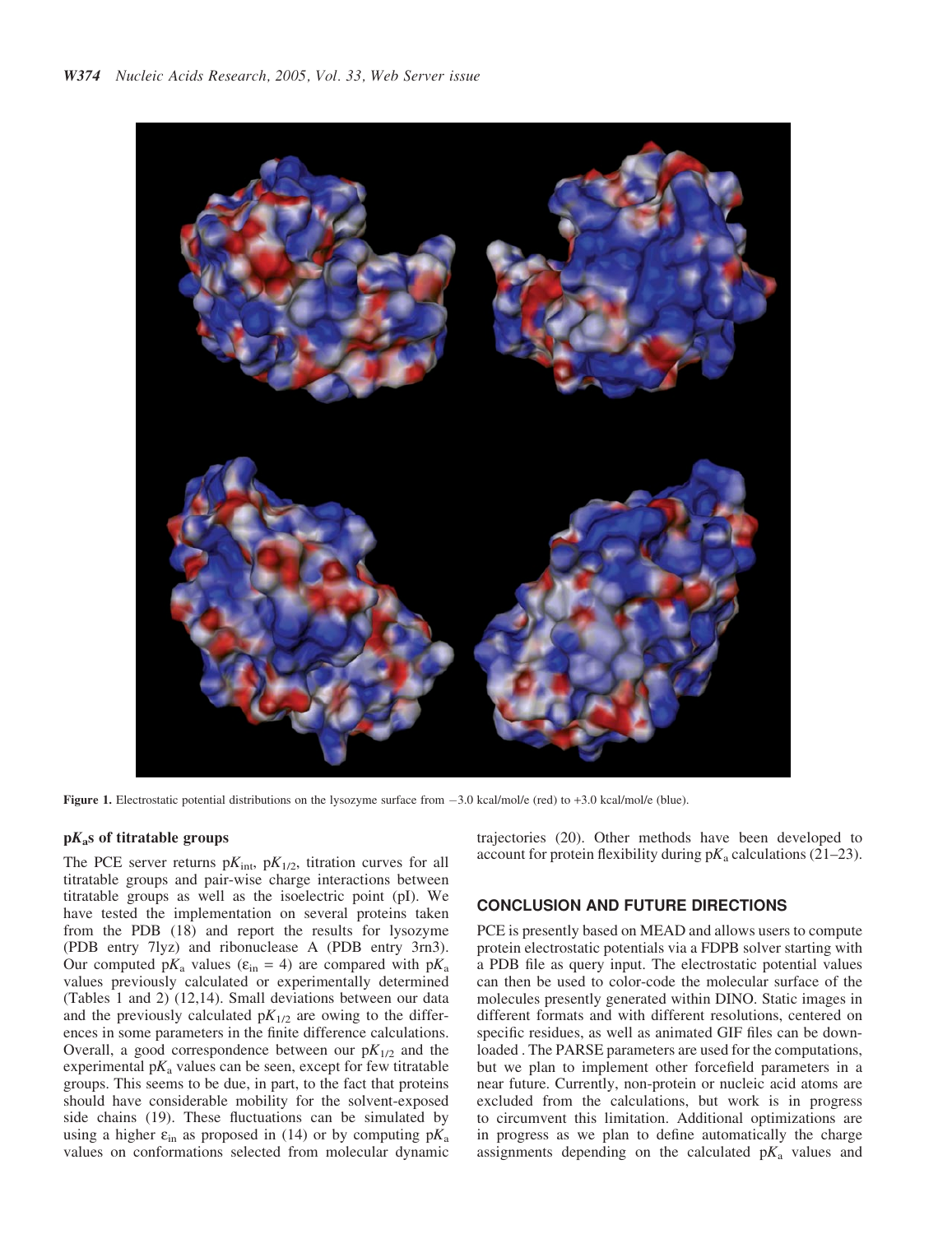Figure 1. Electrostatic potential distributions on the lysozyme surface from −3.0 kcal/mol/e (red) to +3.0 kcal/mol/e (blue).

### p$K_a$s of titratable groups

The PCE server returns p$K_{int}$, p$K_{1/2}$, titration curves for all titratable groups and pair-wise charge interactions between titratable groups as well as the isoelectric point (pI). We have tested the implementation on several proteins taken from the PDB (18) and report the results for lysozyme (PDB entry 7lyz) and ribonuclease A (PDB entry 3rn3). Our computed p$K_a$ values ($\varepsilon_{in}$ = 4) are compared with p$K_a$ values previously calculated or experimentally determined (Tables 1 and 2) (12,14). Small deviations between our data and the previously calculated p$K_{1/2}$ are owing to the differences in some parameters in the finite difference calculations. Overall, a good correspondence between our p$K_{1/2}$ and the experimental p$K_a$ values can be seen, except for few titratable groups. This seems to be due, in part, to the fact that proteins should have considerable mobility for the solvent-exposed side chains (19). These fluctuations can be simulated by using a higher $\varepsilon_{in}$ as proposed in (14) or by computing p$K_a$ values on conformations selected from molecular dynamic trajectories (20). Other methods have been developed to account for protein flexibility during p$K_a$ calculations (21–23).

## CONCLUSION AND FUTURE DIRECTIONS

PCE is presently based on MEAD and allows users to compute protein electrostatic potentials via a FDPB solver starting with a PDB file as query input. The electrostatic potential values can then be used to color-code the molecular surface of the molecules presently generated within DINO. Static images in different formats and with different resolutions, centered on specific residues, as well as animated GIF files can be downloaded . The PARSE parameters are used for the computations, but we plan to implement other forcefield parameters in a near future. Currently, non-protein or nucleic acid atoms are excluded from the calculations, but work is in progress to circumvent this limitation. Additional optimizations are in progress as we plan to define automatically the charge assignments depending on the calculated p$K_a$ values and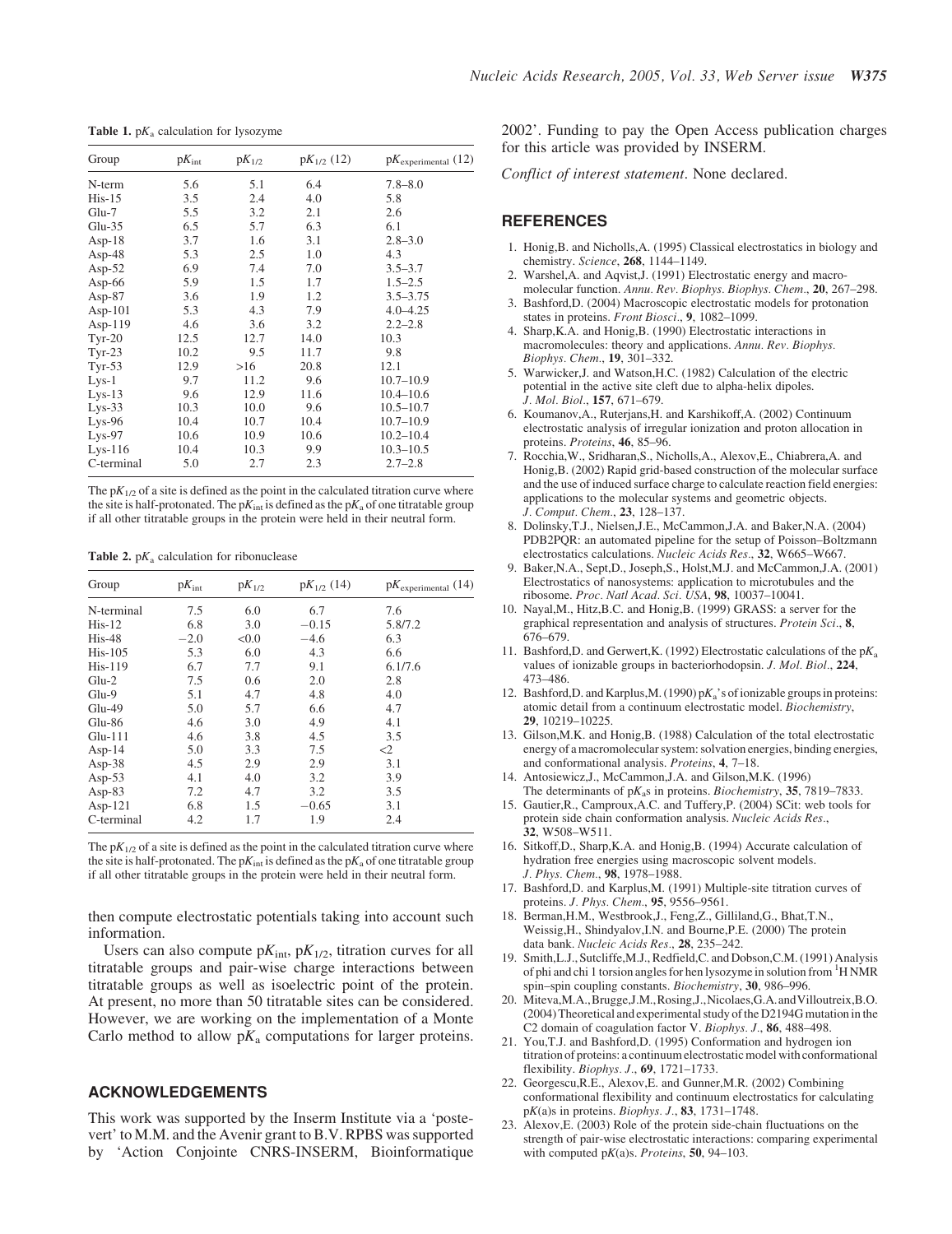**Table 1.** $pK_a$ calculation for lysozyme

| Group | $pK_{int}$ | $pK_{1/2}$ | $pK_{1/2}$ (12) | $pK_{experimental}$ (12) |
|---|---|---|---|---|
| N-term | 5.6 | 5.1 | 6.4 | 7.8–8.0 |
| His-15 | 3.5 | 2.4 | 4.0 | 5.8 |
| Glu-7 | 5.5 | 3.2 | 2.1 | 2.6 |
| Glu-35 | 6.5 | 5.7 | 6.3 | 6.1 |
| Asp-18 | 3.7 | 1.6 | 3.1 | 2.8–3.0 |
| Asp-48 | 5.3 | 2.5 | 1.0 | 4.3 |
| Asp-52 | 6.9 | 7.4 | 7.0 | 3.5–3.7 |
| Asp-66 | 5.9 | 1.5 | 1.7 | 1.5–2.5 |
| Asp-87 | 3.6 | 1.9 | 1.2 | 3.5–3.75 |
| Asp-101 | 5.3 | 4.3 | 7.9 | 4.0–4.25 |
| Asp-119 | 4.6 | 3.6 | 3.2 | 2.2–2.8 |
| Tyr-20 | 12.5 | 12.7 | 14.0 | 10.3 |
| Tyr-23 | 10.2 | 9.5 | 11.7 | 9.8 |
| Tyr-53 | 12.9 | >16 | 20.8 | 12.1 |
| Lys-1 | 9.7 | 11.2 | 9.6 | 10.7–10.9 |
| Lys-13 | 9.6 | 12.9 | 11.6 | 10.4–10.6 |
| Lys-33 | 10.3 | 10.0 | 9.6 | 10.5–10.7 |
| Lys-96 | 10.4 | 10.7 | 10.4 | 10.7–10.9 |
| Lys-97 | 10.6 | 10.9 | 10.6 | 10.2–10.4 |
| Lys-116 | 10.4 | 10.3 | 9.9 | 10.3–10.5 |
| C-terminal | 5.0 | 2.7 | 2.3 | 2.7–2.8 |

The $pK_{1/2}$ of a site is defined as the point in the calculated titration curve where the site is half-protonated. The $pK_{int}$ is defined as the $pK_a$ of one titratable group if all other titratable groups in the protein were held in their neutral form.

**Table 2.** $pK_a$ calculation for ribonuclease

| Group | $pK_{int}$ | $pK_{1/2}$ | $pK_{1/2}$ (14) | $pK_{experimental}$ (14) |
|---|---|---|---|---|
| N-terminal | 7.5 | 6.0 | 6.7 | 7.6 |
| His-12 | 6.8 | 3.0 | −0.15 | 5.8/7.2 |
| His-48 | −2.0 | <0.0 | −4.6 | 6.3 |
| His-105 | 5.3 | 6.0 | 4.3 | 6.6 |
| His-119 | 6.7 | 7.7 | 9.1 | 6.1/7.6 |
| Glu-2 | 7.5 | 0.6 | 2.0 | 2.8 |
| Glu-9 | 5.1 | 4.7 | 4.8 | 4.0 |
| Glu-49 | 5.0 | 5.7 | 6.6 | 4.7 |
| Glu-86 | 4.6 | 3.0 | 4.9 | 4.1 |
| Glu-111 | 4.6 | 3.8 | 4.5 | 3.5 |
| Asp-14 | 5.0 | 3.3 | 7.5 | <2 |
| Asp-38 | 4.5 | 2.9 | 2.9 | 3.1 |
| Asp-53 | 4.1 | 4.0 | 3.2 | 3.9 |
| Asp-83 | 7.2 | 4.7 | 3.2 | 3.5 |
| Asp-121 | 6.8 | 1.5 | −0.65 | 3.1 |
| C-terminal | 4.2 | 1.7 | 1.9 | 2.4 |

The $pK_{1/2}$ of a site is defined as the point in the calculated titration curve where the site is half-protonated. The $pK_{int}$ is defined as the $pK_a$ of one titratable group if all other titratable groups in the protein were held in their neutral form.

then compute electrostatic potentials taking into account such information.

Users can also compute $pK_{int}$, $pK_{1/2}$, titration curves for all titratable groups and pair-wise charge interactions between titratable groups as well as isoelectric point of the protein. At present, no more than 50 titratable sites can be considered. However, we are working on the implementation of a Monte Carlo method to allow $pK_a$ computations for larger proteins.

## ACKNOWLEDGEMENTS

This work was supported by the Inserm Institute via a 'poste-vert' to M.M. and the Avenir grant to B.V. RPBS was supported by 'Action Conjointe CNRS-INSERM, Bioinformatique 2002'. Funding to pay the Open Access publication charges for this article was provided by INSERM.

*Conflict of interest statement*. None declared.

## REFERENCES

1. Honig,B. and Nicholls,A. (1995) Classical electrostatics in biology and chemistry. *Science*, **268**, 1144–1149.
2. Warshel,A. and Aqvist,J. (1991) Electrostatic energy and macromolecular function. *Annu. Rev. Biophys. Biophys. Chem.*, **20**, 267–298.
3. Bashford,D. (2004) Macroscopic electrostatic models for protonation states in proteins. *Front Biosci.*, **9**, 1082–1099.
4. Sharp,K.A. and Honig,B. (1990) Electrostatic interactions in macromolecules: theory and applications. *Annu. Rev. Biophys. Biophys. Chem.*, **19**, 301–332.
5. Warwicker,J. and Watson,H.C. (1982) Calculation of the electric potential in the active site cleft due to alpha-helix dipoles. *J. Mol. Biol.*, **157**, 671–679.
6. Koumanov,A., Ruterjans,H. and Karshikoff,A. (2002) Continuum electrostatic analysis of irregular ionization and proton allocation in proteins. *Proteins*, **46**, 85–96.
7. Rocchia,W., Sridharan,S., Nicholls,A., Alexov,E., Chiabrera,A. and Honig,B. (2002) Rapid grid-based construction of the molecular surface and the use of induced surface charge to calculate reaction field energies: applications to the molecular systems and geometric objects. *J. Comput. Chem.*, **23**, 128–137.
8. Dolinsky,T.J., Nielsen,J.E., McCammon,J.A. and Baker,N.A. (2004) PDB2PQR: an automated pipeline for the setup of Poisson–Boltzmann electrostatics calculations. *Nucleic Acids Res.*, **32**, W665–W667.
9. Baker,N.A., Sept,D., Joseph,S., Holst,M.J. and McCammon,J.A. (2001) Electrostatics of nanosystems: application to microtubules and the ribosome. *Proc. Natl Acad. Sci. USA*, **98**, 10037–10041.
10. Nayal,M., Hitz,B.C. and Honig,B. (1999) GRASS: a server for the graphical representation and analysis of structures. *Protein Sci.*, **8**, 676–679.
11. Bashford,D. and Gerwert,K. (1992) Electrostatic calculations of the $pK_a$ values of ionizable groups in bacteriorhodopsin. *J. Mol. Biol.*, **224**, 473–486.
12. Bashford,D. and Karplus,M. (1990) $pK_a$'s of ionizable groups in proteins: atomic detail from a continuum electrostatic model. *Biochemistry*, **29**, 10219–10225.
13. Gilson,M.K. and Honig,B. (1988) Calculation of the total electrostatic energy of a macromolecular system: solvation energies, binding energies, and conformational analysis. *Proteins*, **4**, 7–18.
14. Antosiewicz,J., McCammon,J.A. and Gilson,M.K. (1996) The determinants of $pK_a$s in proteins. *Biochemistry*, **35**, 7819–7833.
15. Gautier,R., Camproux,A.C. and Tuffery,P. (2004) SCit: web tools for protein side chain conformation analysis. *Nucleic Acids Res.*, **32**, W508–W511.
16. Sitkoff,D., Sharp,K.A. and Honig,B. (1994) Accurate calculation of hydration free energies using macroscopic solvent models. *J. Phys. Chem.*, **98**, 1978–1988.
17. Bashford,D. and Karplus,M. (1991) Multiple-site titration curves of proteins. *J. Phys. Chem.*, **95**, 9556–9561.
18. Berman,H.M., Westbrook,J., Feng,Z., Gilliland,G., Bhat,T.N., Weissig,H., Shindyalov,I.N. and Bourne,P.E. (2000) The protein data bank. *Nucleic Acids Res.*, **28**, 235–242.
19. Smith,L.J., Sutcliffe,M.J., Redfield,C. and Dobson,C.M. (1991) Analysis of phi and chi 1 torsion angles for hen lysozyme in solution from $^1$H NMR spin–spin coupling constants. *Biochemistry*, **30**, 986–996.
20. Miteva,M.A., Brugge,J.M., Rosing,J., Nicolaes,G.A. and Villoutreix,B.O. (2004) Theoretical and experimental study of the D2194G mutation in the C2 domain of coagulation factor V. *Biophys. J.*, **86**, 488–498.
21. You,T.J. and Bashford,D. (1995) Conformation and hydrogen ion titration of proteins: a continuum electrostatic model with conformational flexibility. *Biophys. J.*, **69**, 1721–1733.
22. Georgescu,R.E., Alexov,E. and Gunner,M.R. (2002) Combining conformational flexibility and continuum electrostatics for calculating $pK(a)$s in proteins. *Biophys. J.*, **83**, 1731–1748.
23. Alexov,E. (2003) Role of the protein side-chain fluctuations on the strength of pair-wise electrostatic interactions: comparing experimental with computed $pK(a)$s. *Proteins*, **50**, 94–103.